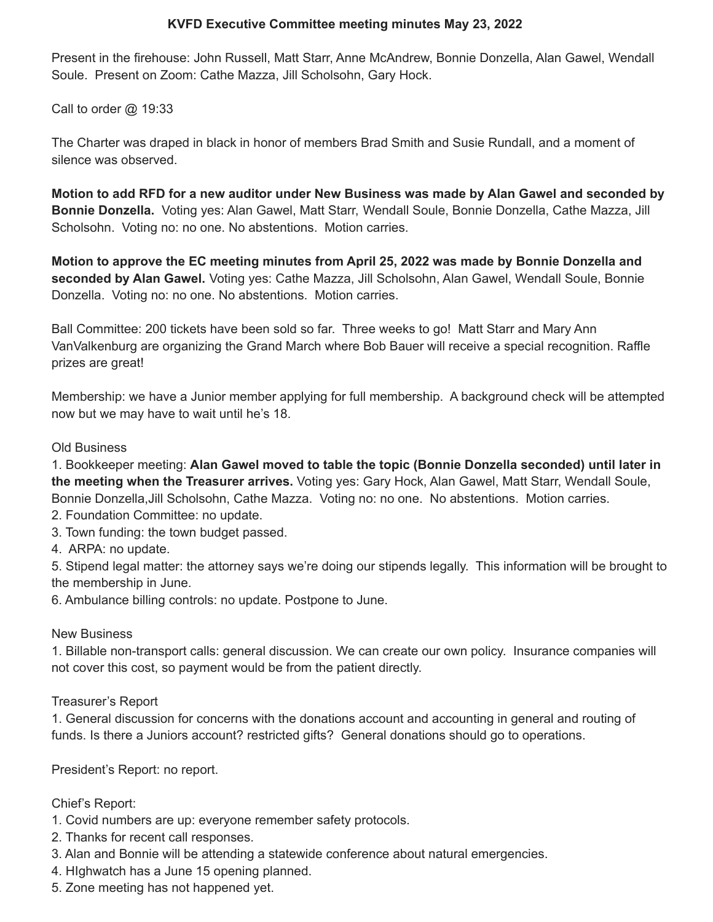# KVFD Executive Committee meeting minutes May 23, 2022

Present in the firehouse: John Russell, Matt Starr, Anne McAndrew, Bonnie Donzella, Alan Gawel, Wendall Soule. Present on Zoom: Cathe Mazza, Jill Scholsohn, Gary Hock.

Call to order @ 19:33

The Charter was draped in black in honor of members Brad Smith and Susie Rundall, and a moment of silence was observed.

**Motion to add RFD for a new auditor under New Business was made by Alan Gawel and seconded by Bonnie Donzella.** Voting yes: Alan Gawel, Matt Starr, Wendall Soule, Bonnie Donzella, Cathe Mazza, Jill Scholsohn. Voting no: no one. No abstentions. Motion carries.

**Motion to approve the EC meeting minutes from April 25, 2022 was made by Bonnie Donzella and seconded by Alan Gawel.** Voting yes: Cathe Mazza, Jill Scholsohn, Alan Gawel, Wendall Soule, Bonnie Donzella. Voting no: no one. No abstentions. Motion carries.

Ball Committee: 200 tickets have been sold so far. Three weeks to go! Matt Starr and Mary Ann VanValkenburg are organizing the Grand March where Bob Bauer will receive a special recognition. Raffle prizes are great!

Membership: we have a Junior member applying for full membership. A background check will be attempted now but we may have to wait until he's 18.

Old Business

1. Bookkeeper meeting: **Alan Gawel moved to table the topic (Bonnie Donzella seconded) until later in the meeting when the Treasurer arrives.** Voting yes: Gary Hock, Alan Gawel, Matt Starr, Wendall Soule, Bonnie Donzella,Jill Scholsohn, Cathe Mazza. Voting no: no one. No abstentions. Motion carries.
2. Foundation Committee: no update.
3. Town funding: the town budget passed.
4. ARPA: no update.
5. Stipend legal matter: the attorney says we're doing our stipends legally. This information will be brought to the membership in June.
6. Ambulance billing controls: no update. Postpone to June.

New Business

1. Billable non-transport calls: general discussion. We can create our own policy. Insurance companies will not cover this cost, so payment would be from the patient directly.

Treasurer's Report

1. General discussion for concerns with the donations account and accounting in general and routing of funds. Is there a Juniors account? restricted gifts? General donations should go to operations.

President's Report: no report.

Chief's Report:

1. Covid numbers are up: everyone remember safety protocols.
2. Thanks for recent call responses.
3. Alan and Bonnie will be attending a statewide conference about natural emergencies.
4. HIghwatch has a June 15 opening planned.
5. Zone meeting has not happened yet.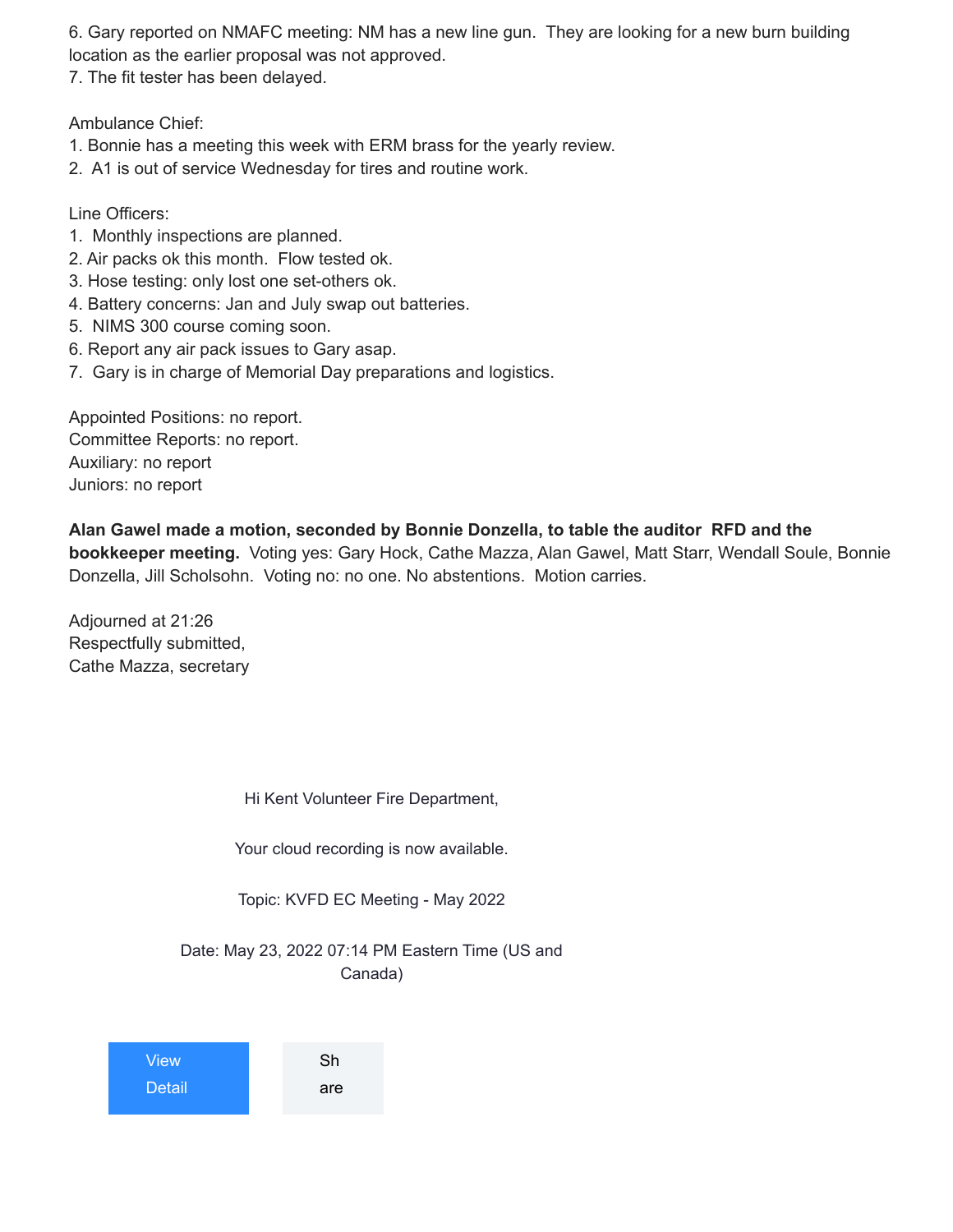6. Gary reported on NMAFC meeting: NM has a new line gun. They are looking for a new burn building location as the earlier proposal was not approved.
7. The fit tester has been delayed.

Ambulance Chief:
1. Bonnie has a meeting this week with ERM brass for the yearly review.
2. A1 is out of service Wednesday for tires and routine work.

Line Officers:
1. Monthly inspections are planned.
2. Air packs ok this month. Flow tested ok.
3. Hose testing: only lost one set-others ok.
4. Battery concerns: Jan and July swap out batteries.
5. NIMS 300 course coming soon.
6. Report any air pack issues to Gary asap.
7. Gary is in charge of Memorial Day preparations and logistics.

Appointed Positions: no report.
Committee Reports: no report.
Auxiliary: no report
Juniors: no report

**Alan Gawel made a motion, seconded by Bonnie Donzella, to table the auditor RFD and the bookkeeper meeting.** Voting yes: Gary Hock, Cathe Mazza, Alan Gawel, Matt Starr, Wendall Soule, Bonnie Donzella, Jill Scholsohn. Voting no: no one. No abstentions. Motion carries.

Adjourned at 21:26
Respectfully submitted,
Cathe Mazza, secretary

Hi Kent Volunteer Fire Department,

Your cloud recording is now available.

Topic: KVFD EC Meeting - May 2022

Date: May 23, 2022 07:14 PM Eastern Time (US and Canada)

View Detail

Share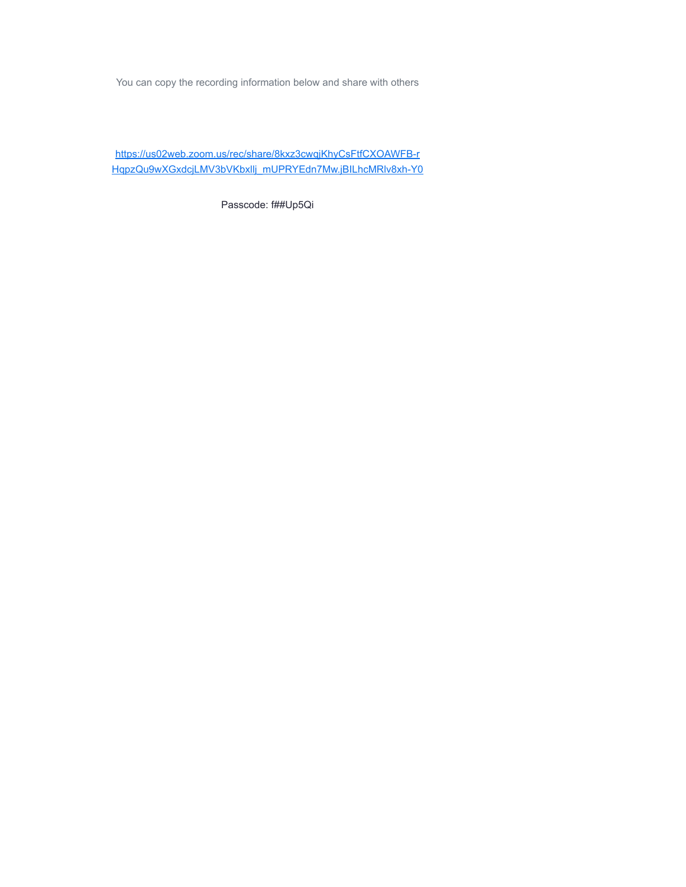You can copy the recording information below and share with others

[https://us02web.zoom.us/rec/share/8kxz3cwqjKhyCsFtfCXOAWFB-rHqpzQu9wXGxdcjLMV3bVKbxllj_mUPRYEdn7Mw.jBILhcMRlv8xh-Y0](https://us02web.zoom.us/rec/share/8kxz3cwqjKhyCsFtfCXOAWFB-rHqpzQu9wXGxdcjLMV3bVKbxllj_mUPRYEdn7Mw.jBILhcMRlv8xh-Y0)

Passcode: f##Up5Qi